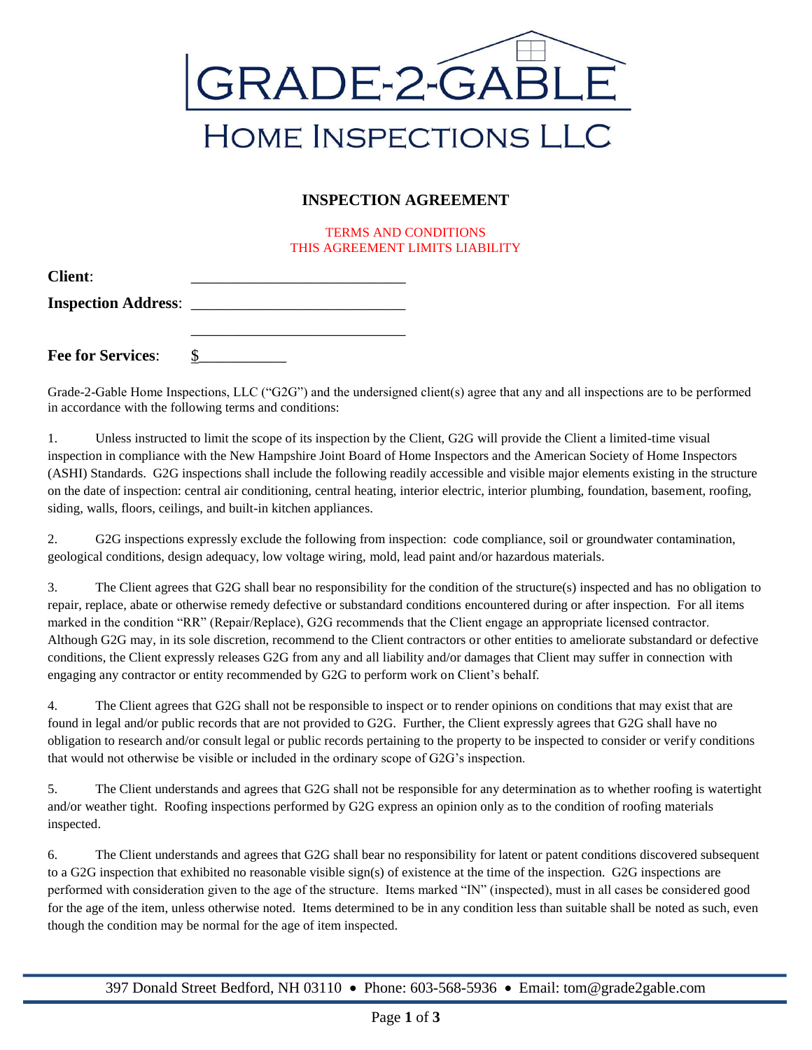# GRADE-2-GABLE

## HOME INSPECTIONS LLC

### INSPECTION AGREEMENT

TERMS AND CONDITIONS
THIS AGREEMENT LIMITS LIABILITY

**Client**: ____________________________

**Inspection Address**: ____________________________

____________________________

**Fee for Services**: $___________

Grade-2-Gable Home Inspections, LLC ("G2G") and the undersigned client(s) agree that any and all inspections are to be performed in accordance with the following terms and conditions:

1. Unless instructed to limit the scope of its inspection by the Client, G2G will provide the Client a limited-time visual inspection in compliance with the New Hampshire Joint Board of Home Inspectors and the American Society of Home Inspectors (ASHI) Standards. G2G inspections shall include the following readily accessible and visible major elements existing in the structure on the date of inspection: central air conditioning, central heating, interior electric, interior plumbing, foundation, basement, roofing, siding, walls, floors, ceilings, and built-in kitchen appliances.

2. G2G inspections expressly exclude the following from inspection: code compliance, soil or groundwater contamination, geological conditions, design adequacy, low voltage wiring, mold, lead paint and/or hazardous materials.

3. The Client agrees that G2G shall bear no responsibility for the condition of the structure(s) inspected and has no obligation to repair, replace, abate or otherwise remedy defective or substandard conditions encountered during or after inspection. For all items marked in the condition "RR" (Repair/Replace), G2G recommends that the Client engage an appropriate licensed contractor. Although G2G may, in its sole discretion, recommend to the Client contractors or other entities to ameliorate substandard or defective conditions, the Client expressly releases G2G from any and all liability and/or damages that Client may suffer in connection with engaging any contractor or entity recommended by G2G to perform work on Client's behalf.

4. The Client agrees that G2G shall not be responsible to inspect or to render opinions on conditions that may exist that are found in legal and/or public records that are not provided to G2G. Further, the Client expressly agrees that G2G shall have no obligation to research and/or consult legal or public records pertaining to the property to be inspected to consider or verify conditions that would not otherwise be visible or included in the ordinary scope of G2G's inspection.

5. The Client understands and agrees that G2G shall not be responsible for any determination as to whether roofing is watertight and/or weather tight. Roofing inspections performed by G2G express an opinion only as to the condition of roofing materials inspected.

6. The Client understands and agrees that G2G shall bear no responsibility for latent or patent conditions discovered subsequent to a G2G inspection that exhibited no reasonable visible sign(s) of existence at the time of the inspection. G2G inspections are performed with consideration given to the age of the structure. Items marked "IN" (inspected), must in all cases be considered good for the age of the item, unless otherwise noted. Items determined to be in any condition less than suitable shall be noted as such, even though the condition may be normal for the age of item inspected.

397 Donald Street Bedford, NH 03110 • Phone: 603-568-5936 • Email: tom@grade2gable.com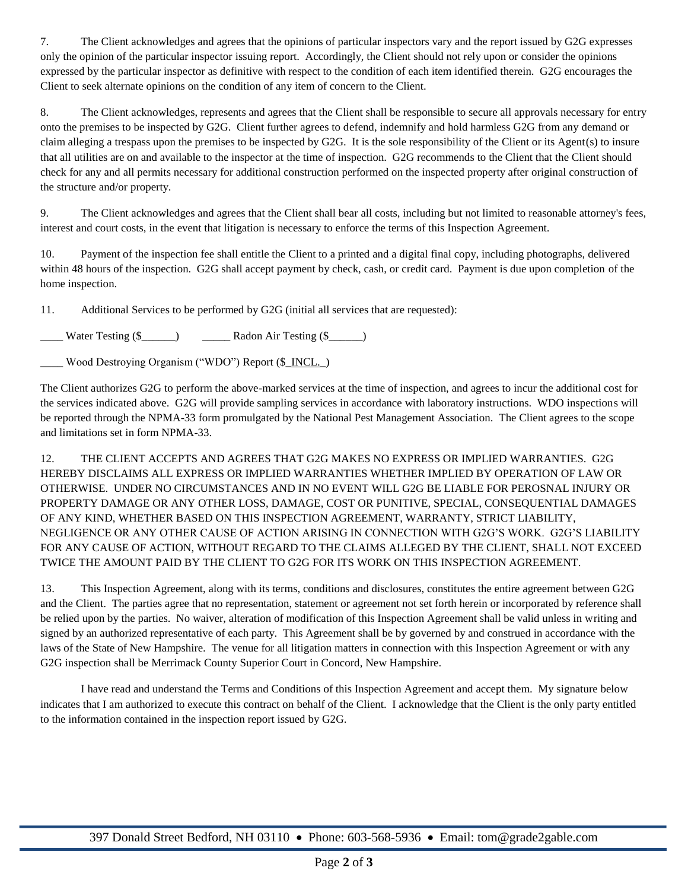7. The Client acknowledges and agrees that the opinions of particular inspectors vary and the report issued by G2G expresses only the opinion of the particular inspector issuing report. Accordingly, the Client should not rely upon or consider the opinions expressed by the particular inspector as definitive with respect to the condition of each item identified therein. G2G encourages the Client to seek alternate opinions on the condition of any item of concern to the Client.

8. The Client acknowledges, represents and agrees that the Client shall be responsible to secure all approvals necessary for entry onto the premises to be inspected by G2G. Client further agrees to defend, indemnify and hold harmless G2G from any demand or claim alleging a trespass upon the premises to be inspected by G2G. It is the sole responsibility of the Client or its Agent(s) to insure that all utilities are on and available to the inspector at the time of inspection. G2G recommends to the Client that the Client should check for any and all permits necessary for additional construction performed on the inspected property after original construction of the structure and/or property.

9. The Client acknowledges and agrees that the Client shall bear all costs, including but not limited to reasonable attorney's fees, interest and court costs, in the event that litigation is necessary to enforce the terms of this Inspection Agreement.

10. Payment of the inspection fee shall entitle the Client to a printed and a digital final copy, including photographs, delivered within 48 hours of the inspection. G2G shall accept payment by check, cash, or credit card. Payment is due upon completion of the home inspection.

11. Additional Services to be performed by G2G (initial all services that are requested):

____ Water Testing ($______) _____ Radon Air Testing ($______)

____ Wood Destroying Organism ("WDO") Report ($_INCL._)

The Client authorizes G2G to perform the above-marked services at the time of inspection, and agrees to incur the additional cost for the services indicated above. G2G will provide sampling services in accordance with laboratory instructions. WDO inspections will be reported through the NPMA-33 form promulgated by the National Pest Management Association. The Client agrees to the scope and limitations set in form NPMA-33.

12. THE CLIENT ACCEPTS AND AGREES THAT G2G MAKES NO EXPRESS OR IMPLIED WARRANTIES. G2G HEREBY DISCLAIMS ALL EXPRESS OR IMPLIED WARRANTIES WHETHER IMPLIED BY OPERATION OF LAW OR OTHERWISE. UNDER NO CIRCUMSTANCES AND IN NO EVENT WILL G2G BE LIABLE FOR PEROSNAL INJURY OR PROPERTY DAMAGE OR ANY OTHER LOSS, DAMAGE, COST OR PUNITIVE, SPECIAL, CONSEQUENTIAL DAMAGES OF ANY KIND, WHETHER BASED ON THIS INSPECTION AGREEMENT, WARRANTY, STRICT LIABILITY, NEGLIGENCE OR ANY OTHER CAUSE OF ACTION ARISING IN CONNECTION WITH G2G'S WORK. G2G'S LIABILITY FOR ANY CAUSE OF ACTION, WITHOUT REGARD TO THE CLAIMS ALLEGED BY THE CLIENT, SHALL NOT EXCEED TWICE THE AMOUNT PAID BY THE CLIENT TO G2G FOR ITS WORK ON THIS INSPECTION AGREEMENT.

13. This Inspection Agreement, along with its terms, conditions and disclosures, constitutes the entire agreement between G2G and the Client. The parties agree that no representation, statement or agreement not set forth herein or incorporated by reference shall be relied upon by the parties. No waiver, alteration of modification of this Inspection Agreement shall be valid unless in writing and signed by an authorized representative of each party. This Agreement shall be by governed by and construed in accordance with the laws of the State of New Hampshire. The venue for all litigation matters in connection with this Inspection Agreement or with any G2G inspection shall be Merrimack County Superior Court in Concord, New Hampshire.

I have read and understand the Terms and Conditions of this Inspection Agreement and accept them. My signature below indicates that I am authorized to execute this contract on behalf of the Client. I acknowledge that the Client is the only party entitled to the information contained in the inspection report issued by G2G.

397 Donald Street Bedford, NH 03110 • Phone: 603-568-5936 • Email: tom@grade2gable.com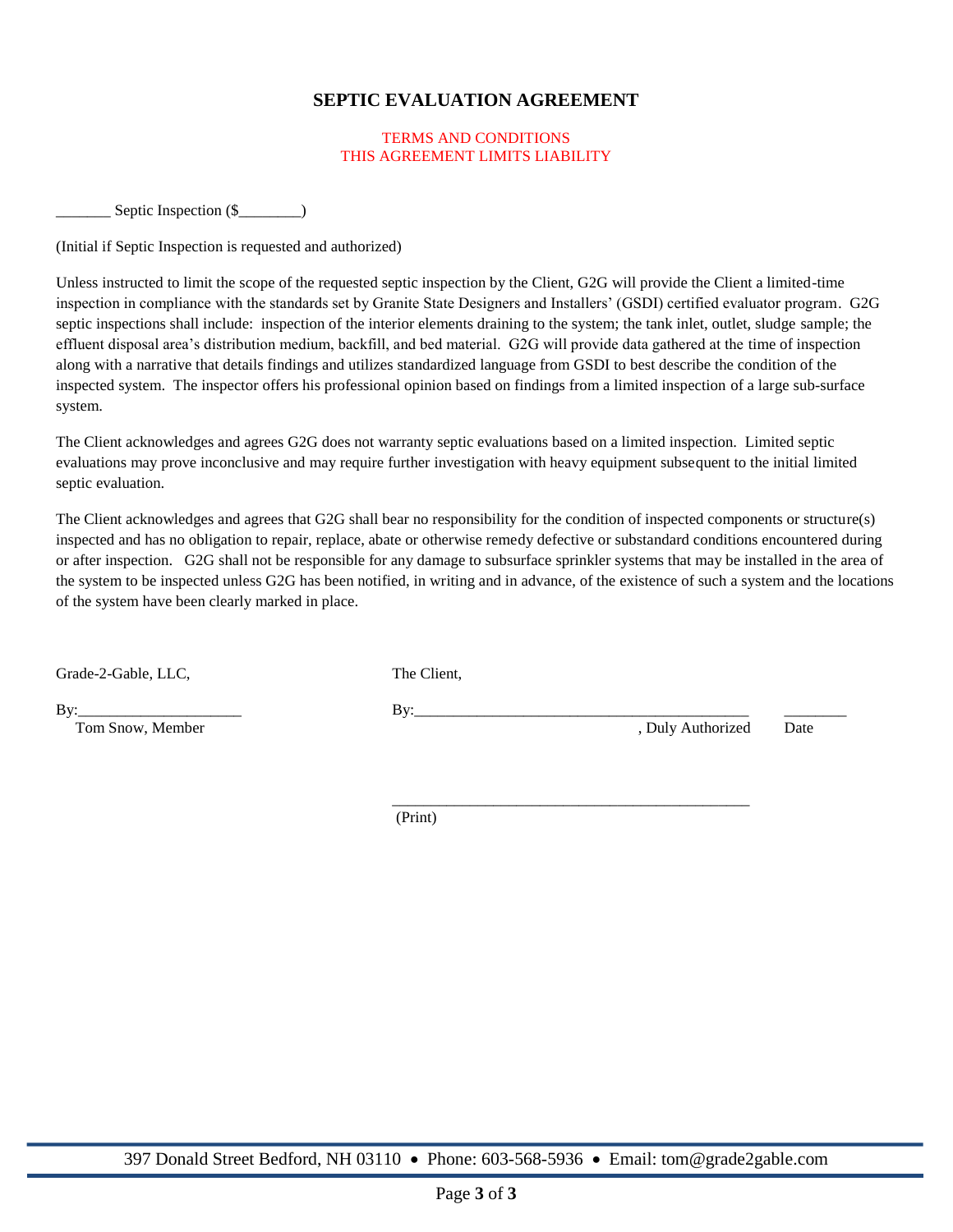## SEPTIC EVALUATION AGREEMENT

TERMS AND CONDITIONS
THIS AGREEMENT LIMITS LIABILITY

_______ Septic Inspection ($________)

(Initial if Septic Inspection is requested and authorized)

Unless instructed to limit the scope of the requested septic inspection by the Client, G2G will provide the Client a limited-time inspection in compliance with the standards set by Granite State Designers and Installers' (GSDI) certified evaluator program. G2G septic inspections shall include: inspection of the interior elements draining to the system; the tank inlet, outlet, sludge sample; the effluent disposal area's distribution medium, backfill, and bed material. G2G will provide data gathered at the time of inspection along with a narrative that details findings and utilizes standardized language from GSDI to best describe the condition of the inspected system. The inspector offers his professional opinion based on findings from a limited inspection of a large sub-surface system.

The Client acknowledges and agrees G2G does not warranty septic evaluations based on a limited inspection. Limited septic evaluations may prove inconclusive and may require further investigation with heavy equipment subsequent to the initial limited septic evaluation.

The Client acknowledges and agrees that G2G shall bear no responsibility for the condition of inspected components or structure(s) inspected and has no obligation to repair, replace, abate or otherwise remedy defective or substandard conditions encountered during or after inspection. G2G shall not be responsible for any damage to subsurface sprinkler systems that may be installed in the area of the system to be inspected unless G2G has been notified, in writing and in advance, of the existence of such a system and the locations of the system have been clearly marked in place.

Grade-2-Gable, LLC,

By:____________________
Tom Snow, Member

The Client,

By:__________________________________________ ________
, Duly Authorized Date

_____________________________________________
(Print)

397 Donald Street Bedford, NH 03110 • Phone: 603-568-5936 • Email: tom@grade2gable.com